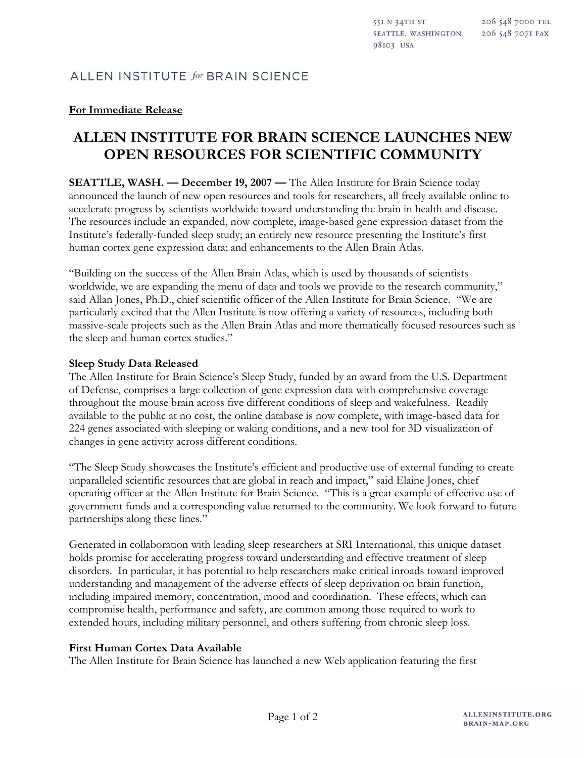551 N 34TH ST
SEATTLE, WASHINGTON
98103 USA

206 548 7000 TEL
206 548 7071 FAX

ALLEN INSTITUTE *for* BRAIN SCIENCE

**For Immediate Release**

# ALLEN INSTITUTE FOR BRAIN SCIENCE LAUNCHES NEW OPEN RESOURCES FOR SCIENTIFIC COMMUNITY

**SEATTLE, WASH. — December 19, 2007 —** The Allen Institute for Brain Science today announced the launch of new open resources and tools for researchers, all freely available online to accelerate progress by scientists worldwide toward understanding the brain in health and disease. The resources include an expanded, now complete, image-based gene expression dataset from the Institute's federally-funded sleep study; an entirely new resource presenting the Institute's first human cortex gene expression data; and enhancements to the Allen Brain Atlas.

"Building on the success of the Allen Brain Atlas, which is used by thousands of scientists worldwide, we are expanding the menu of data and tools we provide to the research community," said Allan Jones, Ph.D., chief scientific officer of the Allen Institute for Brain Science. "We are particularly excited that the Allen Institute is now offering a variety of resources, including both massive-scale projects such as the Allen Brain Atlas and more thematically focused resources such as the sleep and human cortex studies."

**Sleep Study Data Released**

The Allen Institute for Brain Science's Sleep Study, funded by an award from the U.S. Department of Defense, comprises a large collection of gene expression data with comprehensive coverage throughout the mouse brain across five different conditions of sleep and wakefulness. Readily available to the public at no cost, the online database is now complete, with image-based data for 224 genes associated with sleeping or waking conditions, and a new tool for 3D visualization of changes in gene activity across different conditions.

"The Sleep Study showcases the Institute's efficient and productive use of external funding to create unparalleled scientific resources that are global in reach and impact," said Elaine Jones, chief operating officer at the Allen Institute for Brain Science. "This is a great example of effective use of government funds and a corresponding value returned to the community. We look forward to future partnerships along these lines."

Generated in collaboration with leading sleep researchers at SRI International, this unique dataset holds promise for accelerating progress toward understanding and effective treatment of sleep disorders. In particular, it has potential to help researchers make critical inroads toward improved understanding and management of the adverse effects of sleep deprivation on brain function, including impaired memory, concentration, mood and coordination. These effects, which can compromise health, performance and safety, are common among those required to work to extended hours, including military personnel, and others suffering from chronic sleep loss.

**First Human Cortex Data Available**

The Allen Institute for Brain Science has launched a new Web application featuring the first

ALLENINSTITUTE.ORG
BRAIN-MAP.ORG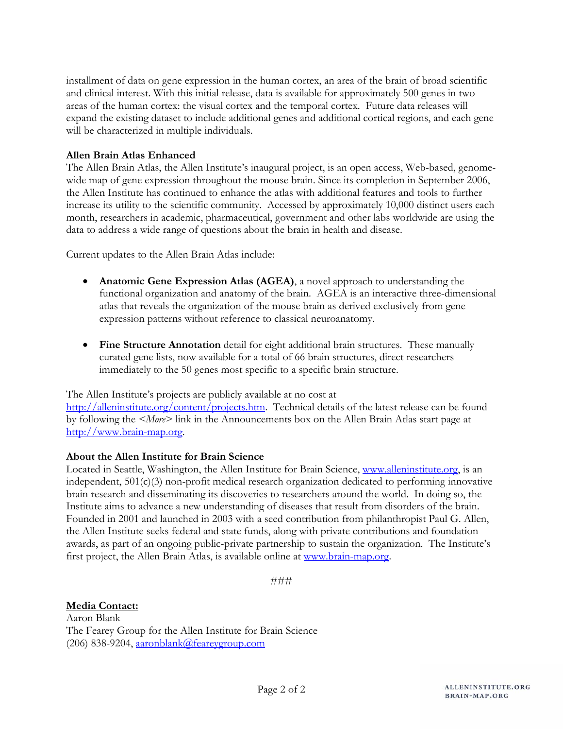installment of data on gene expression in the human cortex, an area of the brain of broad scientific and clinical interest. With this initial release, data is available for approximately 500 genes in two areas of the human cortex: the visual cortex and the temporal cortex. Future data releases will expand the existing dataset to include additional genes and additional cortical regions, and each gene will be characterized in multiple individuals.

**Allen Brain Atlas Enhanced**

The Allen Brain Atlas, the Allen Institute's inaugural project, is an open access, Web-based, genome-wide map of gene expression throughout the mouse brain. Since its completion in September 2006, the Allen Institute has continued to enhance the atlas with additional features and tools to further increase its utility to the scientific community. Accessed by approximately 10,000 distinct users each month, researchers in academic, pharmaceutical, government and other labs worldwide are using the data to address a wide range of questions about the brain in health and disease.

Current updates to the Allen Brain Atlas include:

- **Anatomic Gene Expression Atlas (AGEA)**, a novel approach to understanding the functional organization and anatomy of the brain. AGEA is an interactive three-dimensional atlas that reveals the organization of the mouse brain as derived exclusively from gene expression patterns without reference to classical neuroanatomy.

- **Fine Structure Annotation** detail for eight additional brain structures. These manually curated gene lists, now available for a total of 66 brain structures, direct researchers immediately to the 50 genes most specific to a specific brain structure.

The Allen Institute's projects are publicly available at no cost at http://alleninstitute.org/content/projects.htm. Technical details of the latest release can be found by following the <*More*> link in the Announcements box on the Allen Brain Atlas start page at http://www.brain-map.org.

**About the Allen Institute for Brain Science**

Located in Seattle, Washington, the Allen Institute for Brain Science, www.alleninstitute.org, is an independent, 501(c)(3) non-profit medical research organization dedicated to performing innovative brain research and disseminating its discoveries to researchers around the world. In doing so, the Institute aims to advance a new understanding of diseases that result from disorders of the brain. Founded in 2001 and launched in 2003 with a seed contribution from philanthropist Paul G. Allen, the Allen Institute seeks federal and state funds, along with private contributions and foundation awards, as part of an ongoing public-private partnership to sustain the organization. The Institute's first project, the Allen Brain Atlas, is available online at www.brain-map.org.

###

**Media Contact:**

Aaron Blank
The Fearey Group for the Allen Institute for Brain Science
(206) 838-9204, aaronblank@feareygroup.com